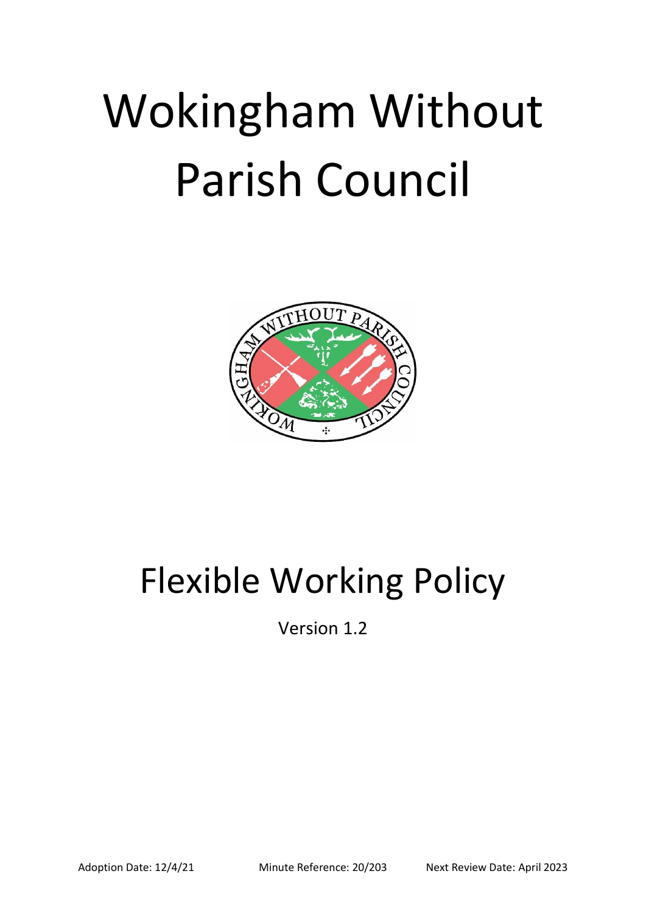# Wokingham Without Parish Council

# Flexible Working Policy

Version 1.2

Adoption Date: 12/4/21 Minute Reference: 20/203 Next Review Date: April 2023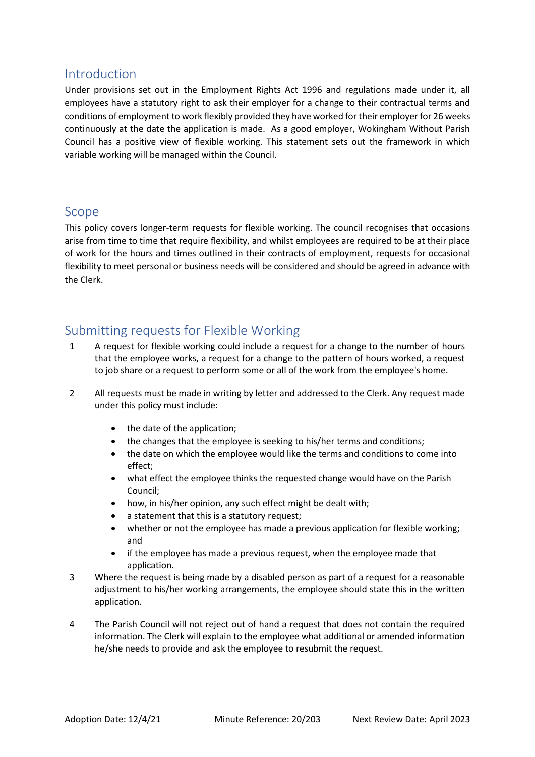## Introduction

Under provisions set out in the Employment Rights Act 1996 and regulations made under it, all employees have a statutory right to ask their employer for a change to their contractual terms and conditions of employment to work flexibly provided they have worked for their employer for 26 weeks continuously at the date the application is made. As a good employer, Wokingham Without Parish Council has a positive view of flexible working. This statement sets out the framework in which variable working will be managed within the Council.

## Scope

This policy covers longer-term requests for flexible working. The council recognises that occasions arise from time to time that require flexibility, and whilst employees are required to be at their place of work for the hours and times outlined in their contracts of employment, requests for occasional flexibility to meet personal or business needs will be considered and should be agreed in advance with the Clerk.

## Submitting requests for Flexible Working

1. A request for flexible working could include a request for a change to the number of hours that the employee works, a request for a change to the pattern of hours worked, a request to job share or a request to perform some or all of the work from the employee's home.

2. All requests must be made in writing by letter and addressed to the Clerk. Any request made under this policy must include:

   - the date of the application;
   - the changes that the employee is seeking to his/her terms and conditions;
   - the date on which the employee would like the terms and conditions to come into effect;
   - what effect the employee thinks the requested change would have on the Parish Council;
   - how, in his/her opinion, any such effect might be dealt with;
   - a statement that this is a statutory request;
   - whether or not the employee has made a previous application for flexible working; and
   - if the employee has made a previous request, when the employee made that application.

3. Where the request is being made by a disabled person as part of a request for a reasonable adjustment to his/her working arrangements, the employee should state this in the written application.

4. The Parish Council will not reject out of hand a request that does not contain the required information. The Clerk will explain to the employee what additional or amended information he/she needs to provide and ask the employee to resubmit the request.

Adoption Date: 12/4/21 Minute Reference: 20/203 Next Review Date: April 2023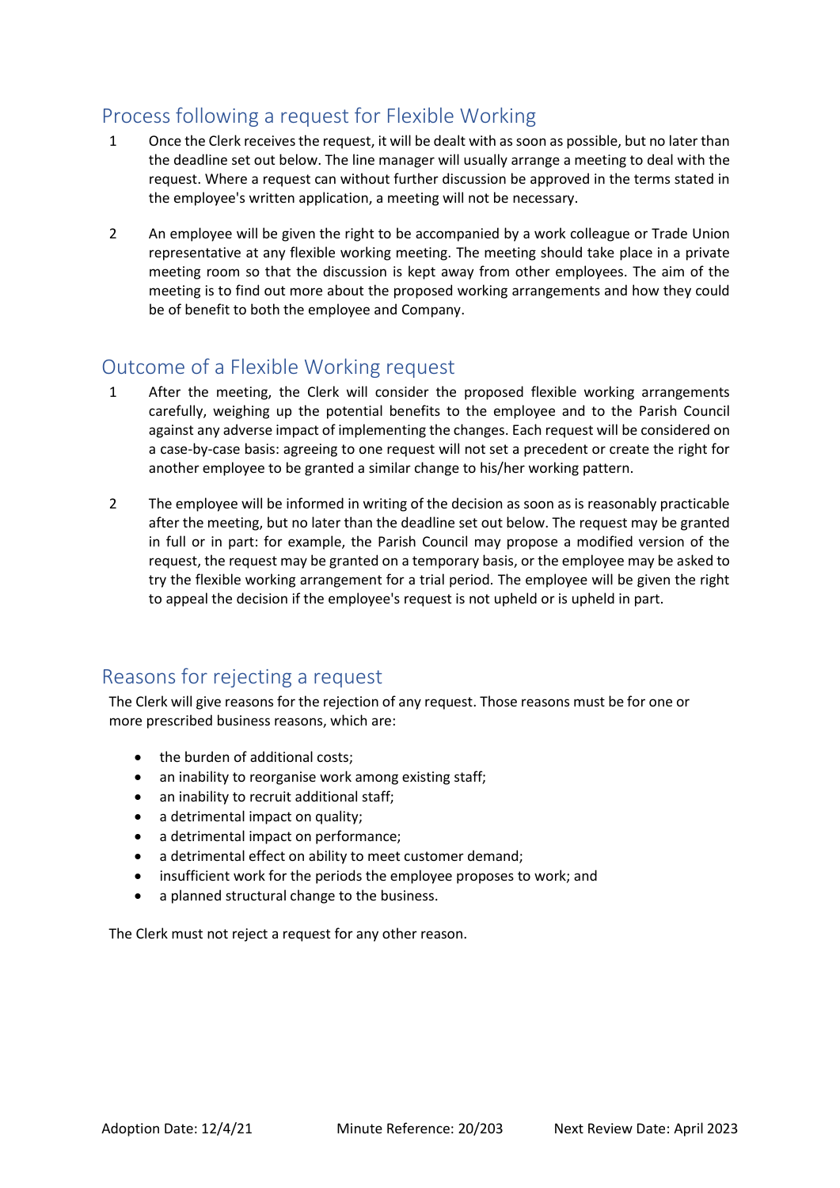## Process following a request for Flexible Working

1. Once the Clerk receives the request, it will be dealt with as soon as possible, but no later than the deadline set out below. The line manager will usually arrange a meeting to deal with the request. Where a request can without further discussion be approved in the terms stated in the employee's written application, a meeting will not be necessary.

2. An employee will be given the right to be accompanied by a work colleague or Trade Union representative at any flexible working meeting. The meeting should take place in a private meeting room so that the discussion is kept away from other employees. The aim of the meeting is to find out more about the proposed working arrangements and how they could be of benefit to both the employee and Company.

## Outcome of a Flexible Working request

1. After the meeting, the Clerk will consider the proposed flexible working arrangements carefully, weighing up the potential benefits to the employee and to the Parish Council against any adverse impact of implementing the changes. Each request will be considered on a case-by-case basis: agreeing to one request will not set a precedent or create the right for another employee to be granted a similar change to his/her working pattern.

2. The employee will be informed in writing of the decision as soon as is reasonably practicable after the meeting, but no later than the deadline set out below. The request may be granted in full or in part: for example, the Parish Council may propose a modified version of the request, the request may be granted on a temporary basis, or the employee may be asked to try the flexible working arrangement for a trial period. The employee will be given the right to appeal the decision if the employee's request is not upheld or is upheld in part.

## Reasons for rejecting a request

The Clerk will give reasons for the rejection of any request. Those reasons must be for one or more prescribed business reasons, which are:

- the burden of additional costs;
- an inability to reorganise work among existing staff;
- an inability to recruit additional staff;
- a detrimental impact on quality;
- a detrimental impact on performance;
- a detrimental effect on ability to meet customer demand;
- insufficient work for the periods the employee proposes to work; and
- a planned structural change to the business.

The Clerk must not reject a request for any other reason.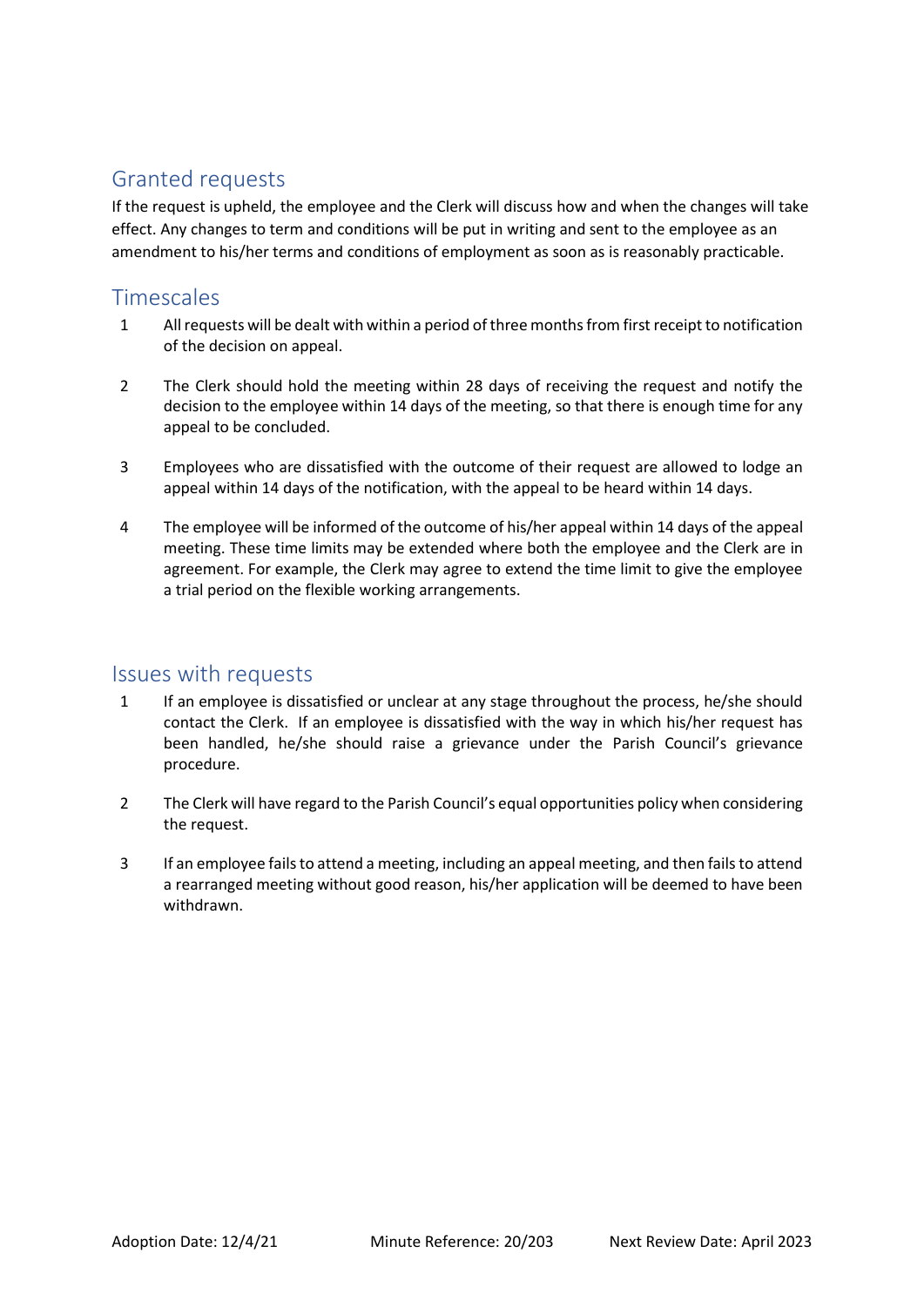## Granted requests

If the request is upheld, the employee and the Clerk will discuss how and when the changes will take effect. Any changes to term and conditions will be put in writing and sent to the employee as an amendment to his/her terms and conditions of employment as soon as is reasonably practicable.

## Timescales

1. All requests will be dealt with within a period of three months from first receipt to notification of the decision on appeal.

2. The Clerk should hold the meeting within 28 days of receiving the request and notify the decision to the employee within 14 days of the meeting, so that there is enough time for any appeal to be concluded.

3. Employees who are dissatisfied with the outcome of their request are allowed to lodge an appeal within 14 days of the notification, with the appeal to be heard within 14 days.

4. The employee will be informed of the outcome of his/her appeal within 14 days of the appeal meeting. These time limits may be extended where both the employee and the Clerk are in agreement. For example, the Clerk may agree to extend the time limit to give the employee a trial period on the flexible working arrangements.

## Issues with requests

1. If an employee is dissatisfied or unclear at any stage throughout the process, he/she should contact the Clerk. If an employee is dissatisfied with the way in which his/her request has been handled, he/she should raise a grievance under the Parish Council's grievance procedure.

2. The Clerk will have regard to the Parish Council's equal opportunities policy when considering the request.

3. If an employee fails to attend a meeting, including an appeal meeting, and then fails to attend a rearranged meeting without good reason, his/her application will be deemed to have been withdrawn.

Adoption Date: 12/4/21 Minute Reference: 20/203 Next Review Date: April 2023